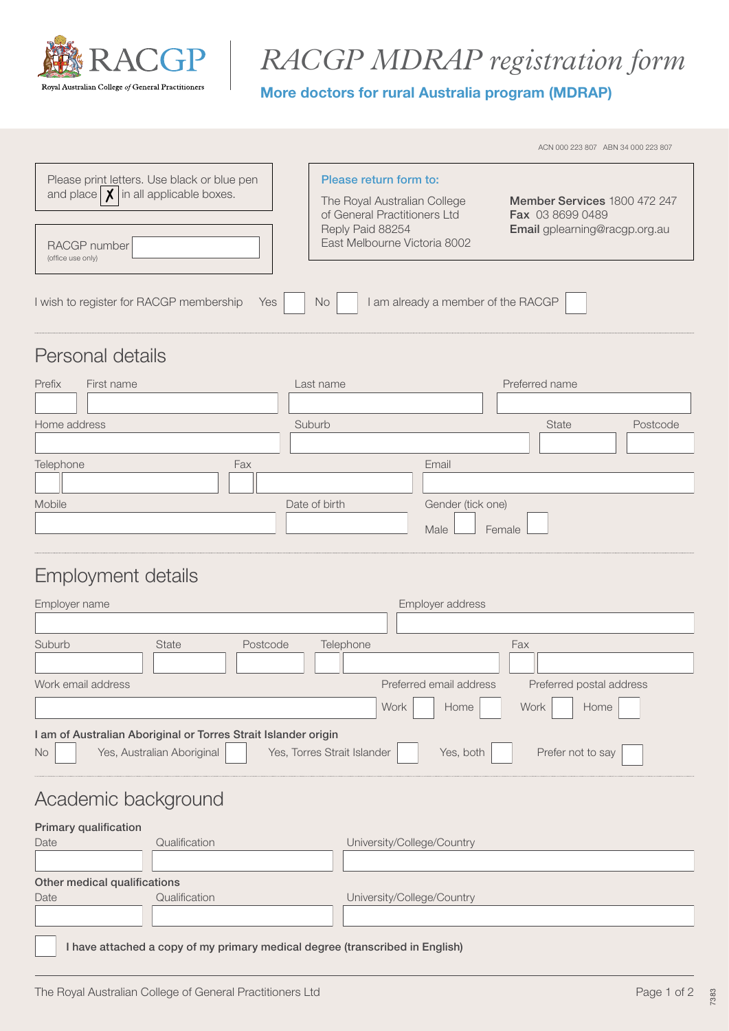# RACGP MDRAP registration form

**More doctors for rural Australia program (MDRAP)**

Royal Australian College *of* General Practitioners

ACN 000 223 807 ABN 34 000 223 807

Please print letters. Use black or blue pen and place ☒ in all applicable boxes.

RACGP number ______ (office use only)

**Please return form to:**

The Royal Australian College of General Practitioners Ltd
Reply Paid 88254
East Melbourne Victoria 8002

**Member Services** 1800 472 247
**Fax** 03 8699 0489
**Email** gplearning@racgp.org.au

I wish to register for RACGP membership Yes ☐ No ☐ I am already a member of the RACGP ☐

## Personal details

Prefix ______ First name ______ Last name ______ Preferred name ______

Home address ______ Suburb ______ State ______ Postcode ______

Telephone ______ Fax ______ Email ______

Mobile ______ Date of birth ______ Gender (tick one) Male ☐ Female ☐

## Employment details

Employer name ______ Employer address ______

Suburb ______ State ______ Postcode ______ Telephone ______ Fax ______

Work email address ______ Preferred email address Work ☐ Home ☐ Preferred postal address Work ☐ Home ☐

**I am of Australian Aboriginal or Torres Strait Islander origin**

No ☐ Yes, Australian Aboriginal ☐ Yes, Torres Strait Islander ☐ Yes, both ☐ Prefer not to say ☐

## Academic background

**Primary qualification**

Date ______ Qualification ______ University/College/Country ______

**Other medical qualifications**

Date ______ Qualification ______ University/College/Country ______

☐ **I have attached a copy of my primary medical degree (transcribed in English)**

The Royal Australian College of General Practitioners Ltd

7383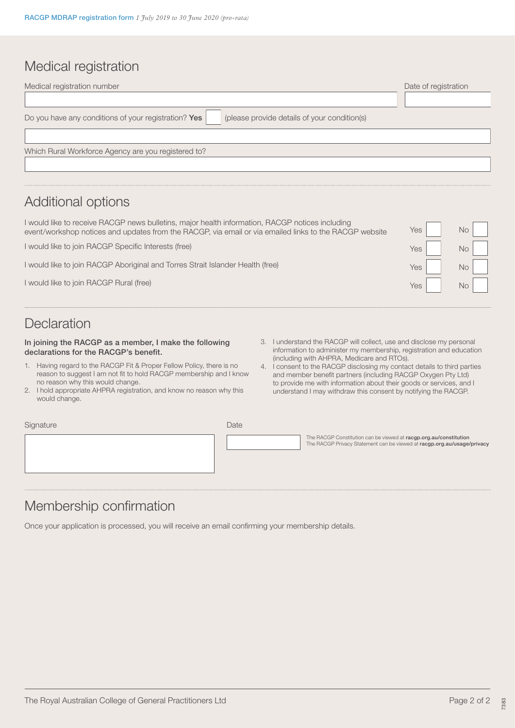## Medical registration

Medical registration number

Date of registration

Do you have any conditions of your registration? **Yes** (please provide details of your condition(s))

Which Rural Workforce Agency are you registered to?

## Additional options

| | | |
|---|---|---|
| I would like to receive RACGP news bulletins, major health information, RACGP notices including event/workshop notices and updates from the RACGP, via email or via emailed links to the RACGP website | Yes | No |
| I would like to join RACGP Specific Interests (free) | Yes | No |
| I would like to join RACGP Aboriginal and Torres Strait Islander Health (free) | Yes | No |
| I would like to join RACGP Rural (free) | Yes | No |

## Declaration

**In joining the RACGP as a member, I make the following declarations for the RACGP's benefit.**

1. Having regard to the RACGP Fit & Proper Fellow Policy, there is no reason to suggest I am not fit to hold RACGP membership and I know no reason why this would change.
2. I hold appropriate AHPRA registration, and know no reason why this would change.
3. I understand the RACGP will collect, use and disclose my personal information to administer my membership, registration and education (including with AHPRA, Medicare and RTOs).
4. I consent to the RACGP disclosing my contact details to third parties and member benefit partners (including RACGP Oxygen Pty Ltd) to provide me with information about their goods or services, and I understand I may withdraw this consent by notifying the RACGP.

Signature

Date

The RACGP Constitution can be viewed at **racgp.org.au/constitution**
The RACGP Privacy Statement can be viewed at **racgp.org.au/usage/privacy**

## Membership confirmation

Once your application is processed, you will receive an email confirming your membership details.